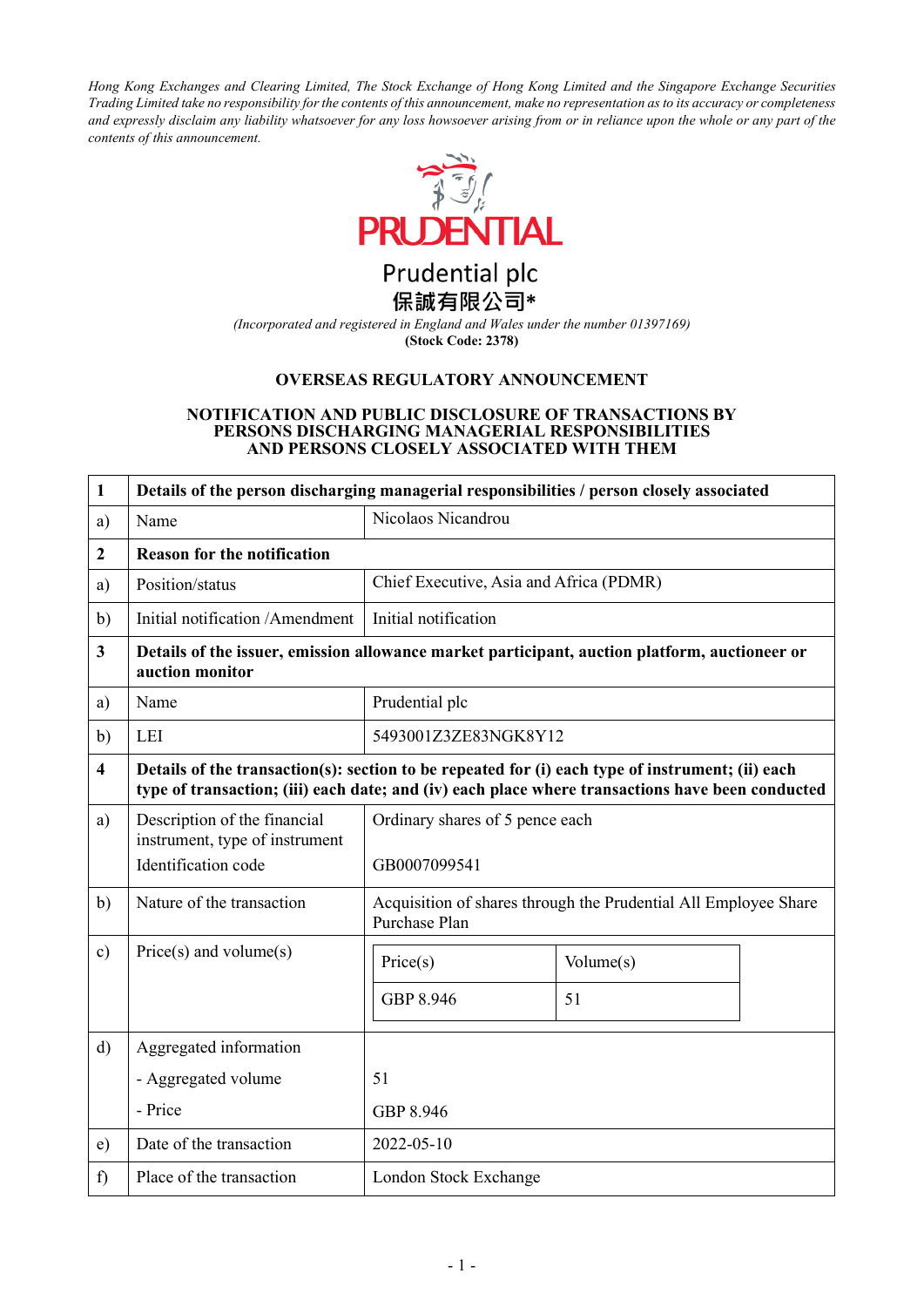*Hong Kong Exchanges and Clearing Limited, The Stock Exchange of Hong Kong Limited and the Singapore Exchange Securities Trading Limited take no responsibility for the contents of this announcement, make no representation as to its accuracy or completeness and expressly disclaim any liability whatsoever for any loss howsoever arising from or in reliance upon the whole or any part of the contents of this announcement.*

**PRUDENTIAL**

Prudential plc
**保誠有限公司***

*(Incorporated and registered in England and Wales under the number 01397169)*
**(Stock Code: 2378)**

## OVERSEAS REGULATORY ANNOUNCEMENT

## NOTIFICATION AND PUBLIC DISCLOSURE OF TRANSACTIONS BY PERSONS DISCHARGING MANAGERIAL RESPONSIBILITIES AND PERSONS CLOSELY ASSOCIATED WITH THEM

| | | |
|---|---|---|
| **1** | **Details of the person discharging managerial responsibilities / person closely associated** | |
| a) | Name | Nicolaos Nicandrou |
| **2** | **Reason for the notification** | |
| a) | Position/status | Chief Executive, Asia and Africa (PDMR) |
| b) | Initial notification /Amendment | Initial notification |
| **3** | **Details of the issuer, emission allowance market participant, auction platform, auctioneer or auction monitor** | |
| a) | Name | Prudential plc |
| b) | LEI | 5493001Z3ZE83NGK8Y12 |
| **4** | **Details of the transaction(s): section to be repeated for (i) each type of instrument; (ii) each type of transaction; (iii) each date; and (iv) each place where transactions have been conducted** | |
| a) | Description of the financial instrument, type of instrument<br>Identification code | Ordinary shares of 5 pence each<br>GB0007099541 |
| b) | Nature of the transaction | Acquisition of shares through the Prudential All Employee Share Purchase Plan |
| c) | Price(s) and volume(s) | Price(s): GBP 8.946 / Volume(s): 51 |
| d) | Aggregated information<br>- Aggregated volume<br>- Price | <br>51<br>GBP 8.946 |
| e) | Date of the transaction | 2022-05-10 |
| f) | Place of the transaction | London Stock Exchange |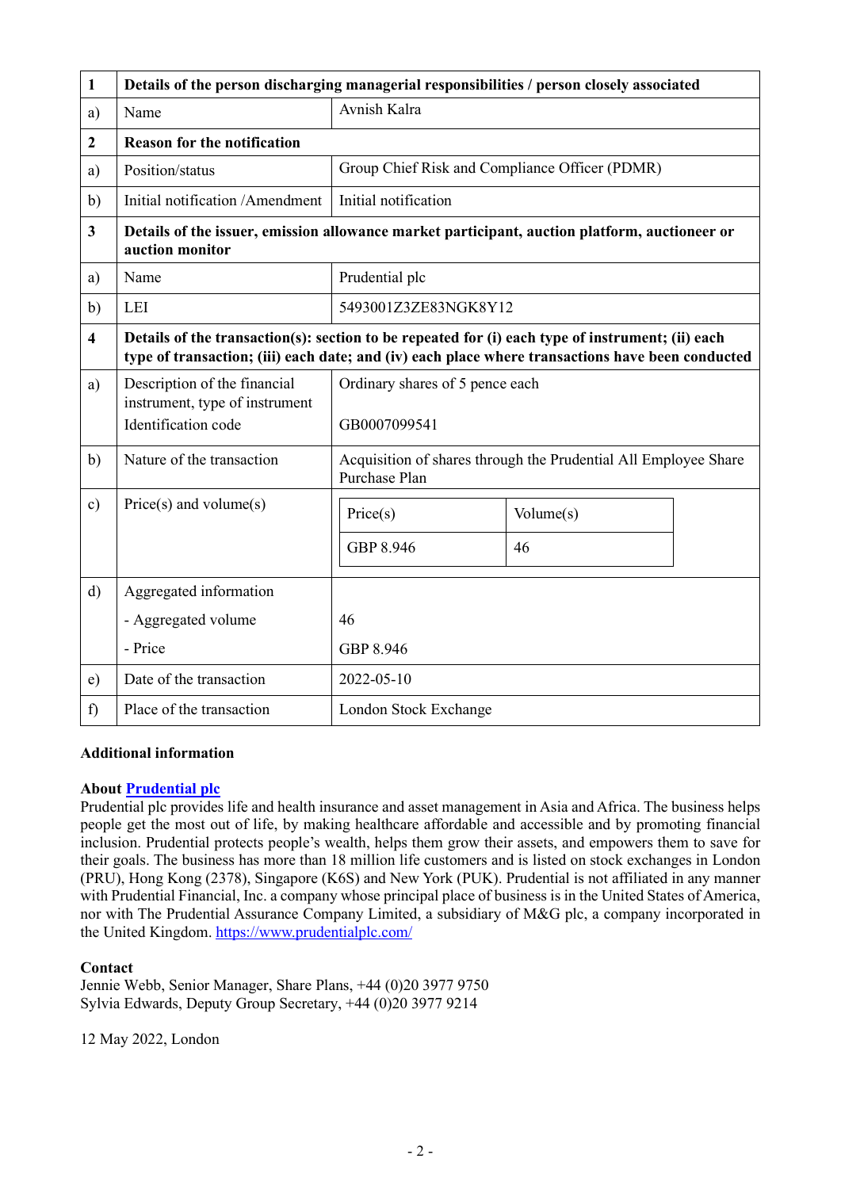| 1 | **Details of the person discharging managerial responsibilities / person closely associated** | |
|---|---|---|
| a) | Name | Avnish Kalra |
| **2** | **Reason for the notification** | |
| a) | Position/status | Group Chief Risk and Compliance Officer (PDMR) |
| b) | Initial notification /Amendment | Initial notification |
| **3** | **Details of the issuer, emission allowance market participant, auction platform, auctioneer or auction monitor** | |
| a) | Name | Prudential plc |
| b) | LEI | 5493001Z3ZE83NGK8Y12 |
| **4** | **Details of the transaction(s): section to be repeated for (i) each type of instrument; (ii) each type of transaction; (iii) each date; and (iv) each place where transactions have been conducted** | |
| a) | Description of the financial instrument, type of instrument<br>Identification code | Ordinary shares of 5 pence each<br><br>GB0007099541 |
| b) | Nature of the transaction | Acquisition of shares through the Prudential All Employee Share Purchase Plan |
| c) | Price(s) and volume(s) | Price(s): GBP 8.946 — Volume(s): 46 |
| d) | Aggregated information<br>- Aggregated volume<br>- Price | <br>46<br>GBP 8.946 |
| e) | Date of the transaction | 2022-05-10 |
| f) | Place of the transaction | London Stock Exchange |

**Additional information**

**About Prudential plc**
Prudential plc provides life and health insurance and asset management in Asia and Africa. The business helps people get the most out of life, by making healthcare affordable and accessible and by promoting financial inclusion. Prudential protects people's wealth, helps them grow their assets, and empowers them to save for their goals. The business has more than 18 million life customers and is listed on stock exchanges in London (PRU), Hong Kong (2378), Singapore (K6S) and New York (PUK). Prudential is not affiliated in any manner with Prudential Financial, Inc. a company whose principal place of business is in the United States of America, nor with The Prudential Assurance Company Limited, a subsidiary of M&G plc, a company incorporated in the United Kingdom. https://www.prudentialplc.com/

**Contact**
Jennie Webb, Senior Manager, Share Plans, +44 (0)20 3977 9750
Sylvia Edwards, Deputy Group Secretary, +44 (0)20 3977 9214

12 May 2022, London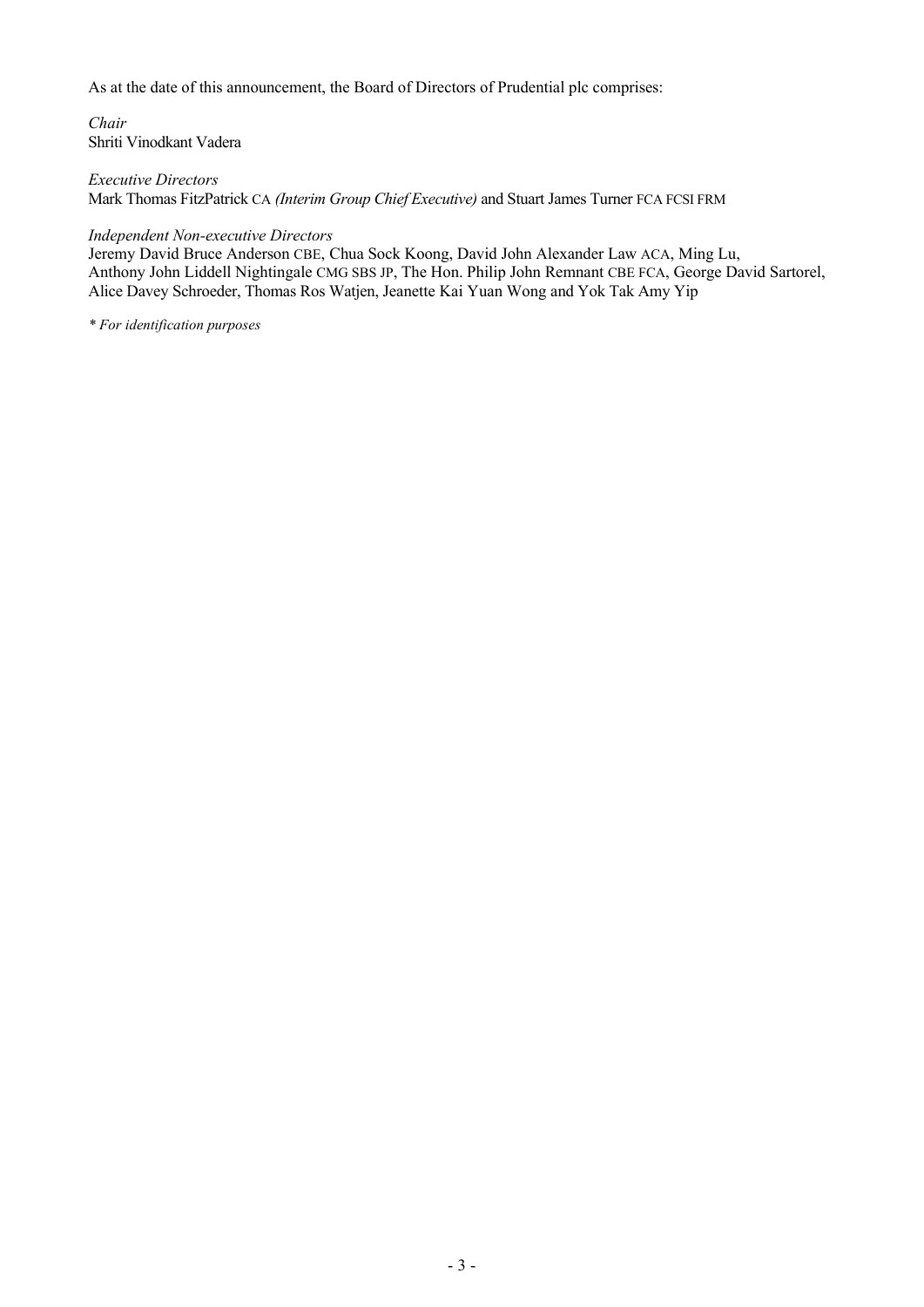As at the date of this announcement, the Board of Directors of Prudential plc comprises:

*Chair*
Shriti Vinodkant Vadera

*Executive Directors*
Mark Thomas FitzPatrick CA *(Interim Group Chief Executive)* and Stuart James Turner FCA FCSI FRM

*Independent Non-executive Directors*
Jeremy David Bruce Anderson CBE, Chua Sock Koong, David John Alexander Law ACA, Ming Lu, Anthony John Liddell Nightingale CMG SBS JP, The Hon. Philip John Remnant CBE FCA, George David Sartorel, Alice Davey Schroeder, Thomas Ros Watjen, Jeanette Kai Yuan Wong and Yok Tak Amy Yip

*\* For identification purposes*